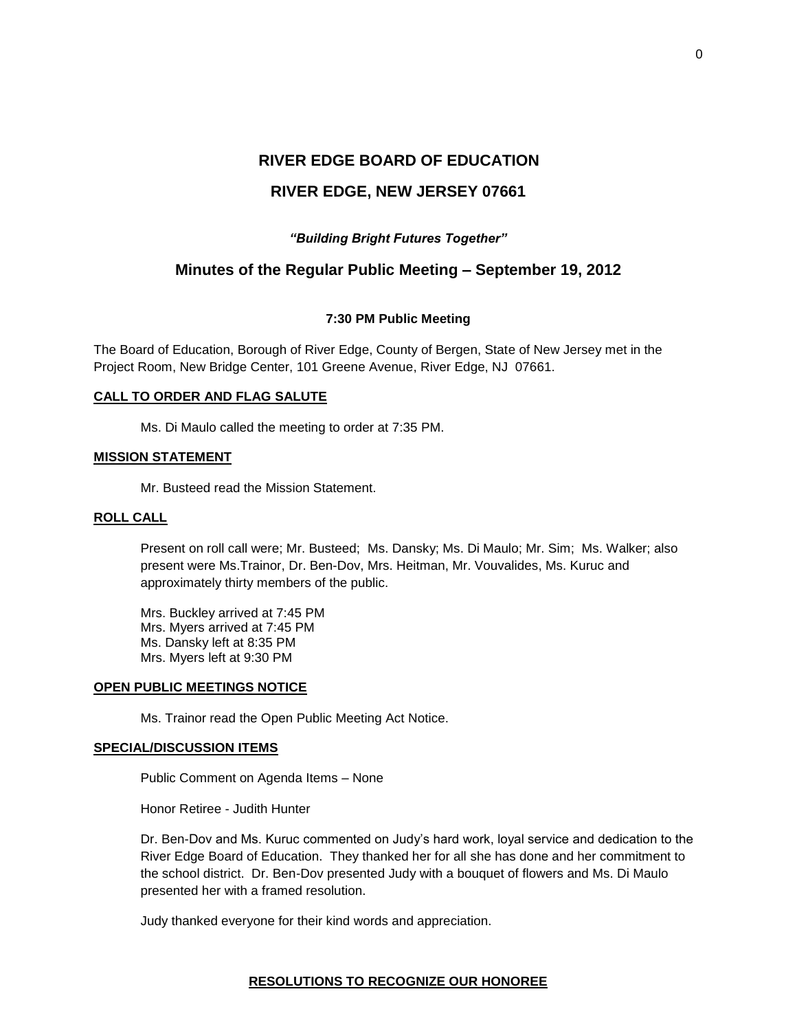# RIVER EDGE BOARD OF EDUCATION

# RIVER EDGE, NEW JERSEY 07661

***"Building Bright Futures Together"***

## Minutes of the Regular Public Meeting – September 19, 2012

**7:30 PM Public Meeting**

The Board of Education, Borough of River Edge, County of Bergen, State of New Jersey met in the Project Room, New Bridge Center, 101 Greene Avenue, River Edge, NJ 07661.

### CALL TO ORDER AND FLAG SALUTE

Ms. Di Maulo called the meeting to order at 7:35 PM.

### MISSION STATEMENT

Mr. Busteed read the Mission Statement.

### ROLL CALL

Present on roll call were; Mr. Busteed; Ms. Dansky; Ms. Di Maulo; Mr. Sim; Ms. Walker; also present were Ms.Trainor, Dr. Ben-Dov, Mrs. Heitman, Mr. Vouvalides, Ms. Kuruc and approximately thirty members of the public.

Mrs. Buckley arrived at 7:45 PM
Mrs. Myers arrived at 7:45 PM
Ms. Dansky left at 8:35 PM
Mrs. Myers left at 9:30 PM

### OPEN PUBLIC MEETINGS NOTICE

Ms. Trainor read the Open Public Meeting Act Notice.

### SPECIAL/DISCUSSION ITEMS

Public Comment on Agenda Items – None

Honor Retiree - Judith Hunter

Dr. Ben-Dov and Ms. Kuruc commented on Judy's hard work, loyal service and dedication to the River Edge Board of Education. They thanked her for all she has done and her commitment to the school district. Dr. Ben-Dov presented Judy with a bouquet of flowers and Ms. Di Maulo presented her with a framed resolution.

Judy thanked everyone for their kind words and appreciation.

### RESOLUTIONS TO RECOGNIZE OUR HONOREE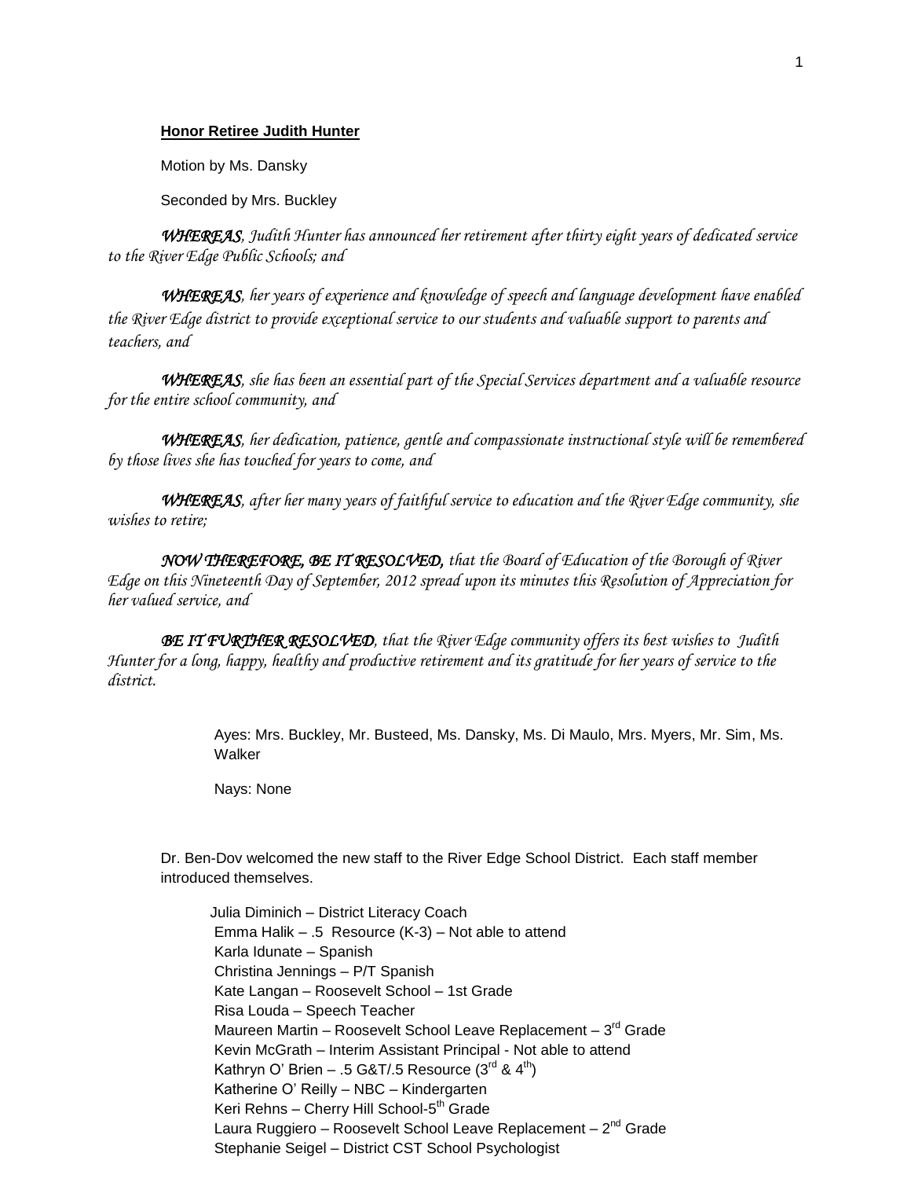**Honor Retiree Judith Hunter**

Motion by Ms. Dansky

Seconded by Mrs. Buckley

***WHEREAS**, Judith Hunter has announced her retirement after thirty eight years of dedicated service to the River Edge Public Schools; and*

***WHEREAS**, her years of experience and knowledge of speech and language development have enabled the River Edge district to provide exceptional service to our students and valuable support to parents and teachers, and*

***WHEREAS**, she has been an essential part of the Special Services department and a valuable resource for the entire school community, and*

***WHEREAS**, her dedication, patience, gentle and compassionate instructional style will be remembered by those lives she has touched for years to come, and*

***WHEREAS**, after her many years of faithful service to education and the River Edge community, she wishes to retire;*

***NOW THEREFORE, BE IT RESOLVED,** that the Board of Education of the Borough of River Edge on this Nineteenth Day of September, 2012 spread upon its minutes this Resolution of Appreciation for her valued service, and*

***BE IT FURTHER RESOLVED**, that the River Edge community offers its best wishes to Judith Hunter for a long, happy, healthy and productive retirement and its gratitude for her years of service to the district.*

Ayes: Mrs. Buckley, Mr. Busteed, Ms. Dansky, Ms. Di Maulo, Mrs. Myers, Mr. Sim, Ms. Walker

Nays: None

Dr. Ben-Dov welcomed the new staff to the River Edge School District. Each staff member introduced themselves.

Julia Diminich – District Literacy Coach
Emma Halik – .5 Resource (K-3) – Not able to attend
Karla Idunate – Spanish
Christina Jennings – P/T Spanish
Kate Langan – Roosevelt School – 1st Grade
Risa Louda – Speech Teacher
Maureen Martin – Roosevelt School Leave Replacement – 3rd Grade
Kevin McGrath – Interim Assistant Principal - Not able to attend
Kathryn O' Brien – .5 G&T/.5 Resource (3rd & 4th)
Katherine O' Reilly – NBC – Kindergarten
Keri Rehns – Cherry Hill School-5th Grade
Laura Ruggiero – Roosevelt School Leave Replacement – 2nd Grade
Stephanie Seigel – District CST School Psychologist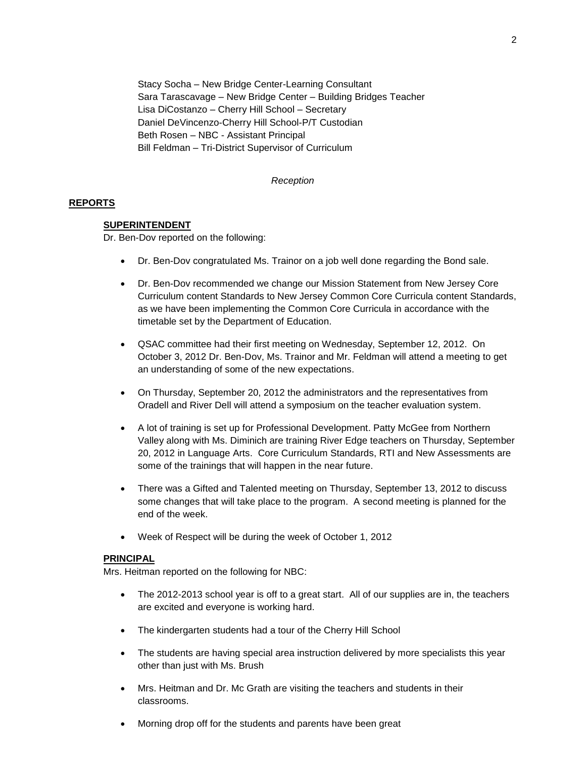Stacy Socha – New Bridge Center-Learning Consultant
Sara Tarascavage – New Bridge Center – Building Bridges Teacher
Lisa DiCostanzo – Cherry Hill School – Secretary
Daniel DeVincenzo-Cherry Hill School-P/T Custodian
Beth Rosen – NBC - Assistant Principal
Bill Feldman – Tri-District Supervisor of Curriculum

*Reception*

## REPORTS

### SUPERINTENDENT

Dr. Ben-Dov reported on the following:

- Dr. Ben-Dov congratulated Ms. Trainor on a job well done regarding the Bond sale.
- Dr. Ben-Dov recommended we change our Mission Statement from New Jersey Core Curriculum content Standards to New Jersey Common Core Curricula content Standards, as we have been implementing the Common Core Curricula in accordance with the timetable set by the Department of Education.
- QSAC committee had their first meeting on Wednesday, September 12, 2012. On October 3, 2012 Dr. Ben-Dov, Ms. Trainor and Mr. Feldman will attend a meeting to get an understanding of some of the new expectations.
- On Thursday, September 20, 2012 the administrators and the representatives from Oradell and River Dell will attend a symposium on the teacher evaluation system.
- A lot of training is set up for Professional Development. Patty McGee from Northern Valley along with Ms. Diminich are training River Edge teachers on Thursday, September 20, 2012 in Language Arts. Core Curriculum Standards, RTI and New Assessments are some of the trainings that will happen in the near future.
- There was a Gifted and Talented meeting on Thursday, September 13, 2012 to discuss some changes that will take place to the program. A second meeting is planned for the end of the week.
- Week of Respect will be during the week of October 1, 2012

### PRINCIPAL

Mrs. Heitman reported on the following for NBC:

- The 2012-2013 school year is off to a great start. All of our supplies are in, the teachers are excited and everyone is working hard.
- The kindergarten students had a tour of the Cherry Hill School
- The students are having special area instruction delivered by more specialists this year other than just with Ms. Brush
- Mrs. Heitman and Dr. Mc Grath are visiting the teachers and students in their classrooms.
- Morning drop off for the students and parents have been great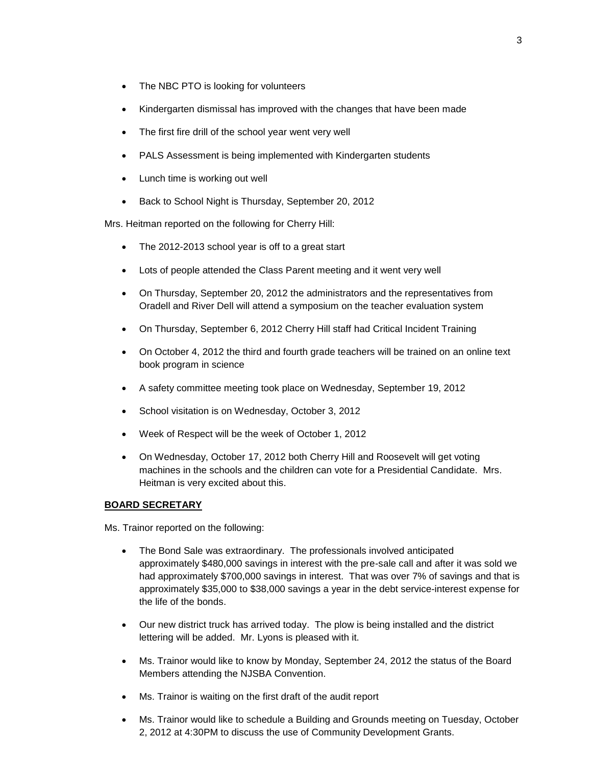- The NBC PTO is looking for volunteers
- Kindergarten dismissal has improved with the changes that have been made
- The first fire drill of the school year went very well
- PALS Assessment is being implemented with Kindergarten students
- Lunch time is working out well
- Back to School Night is Thursday, September 20, 2012

Mrs. Heitman reported on the following for Cherry Hill:

- The 2012-2013 school year is off to a great start
- Lots of people attended the Class Parent meeting and it went very well
- On Thursday, September 20, 2012 the administrators and the representatives from Oradell and River Dell will attend a symposium on the teacher evaluation system
- On Thursday, September 6, 2012 Cherry Hill staff had Critical Incident Training
- On October 4, 2012 the third and fourth grade teachers will be trained on an online text book program in science
- A safety committee meeting took place on Wednesday, September 19, 2012
- School visitation is on Wednesday, October 3, 2012
- Week of Respect will be the week of October 1, 2012
- On Wednesday, October 17, 2012 both Cherry Hill and Roosevelt will get voting machines in the schools and the children can vote for a Presidential Candidate. Mrs. Heitman is very excited about this.

**BOARD SECRETARY**

Ms. Trainor reported on the following:

- The Bond Sale was extraordinary. The professionals involved anticipated approximately $480,000 savings in interest with the pre-sale call and after it was sold we had approximately $700,000 savings in interest. That was over 7% of savings and that is approximately $35,000 to $38,000 savings a year in the debt service-interest expense for the life of the bonds.
- Our new district truck has arrived today. The plow is being installed and the district lettering will be added. Mr. Lyons is pleased with it.
- Ms. Trainor would like to know by Monday, September 24, 2012 the status of the Board Members attending the NJSBA Convention.
- Ms. Trainor is waiting on the first draft of the audit report
- Ms. Trainor would like to schedule a Building and Grounds meeting on Tuesday, October 2, 2012 at 4:30PM to discuss the use of Community Development Grants.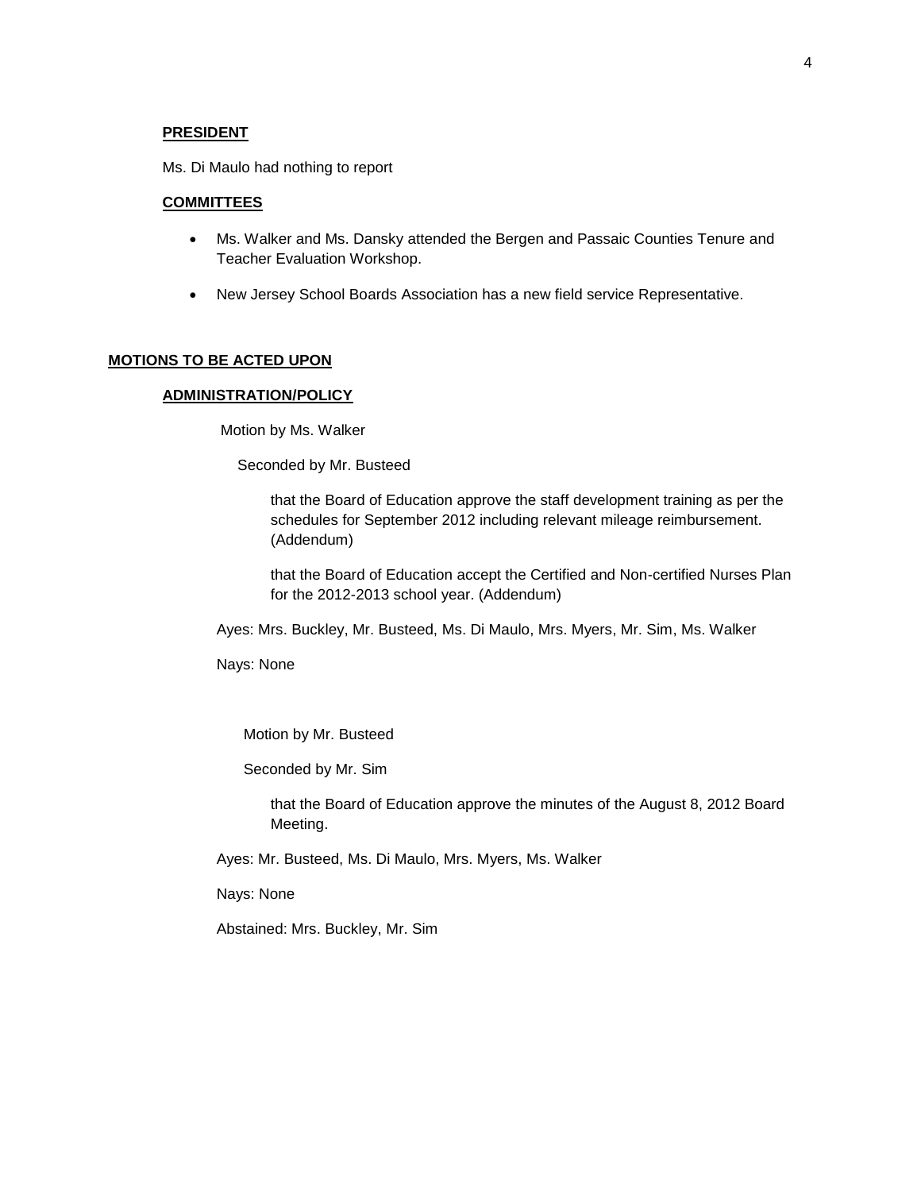## PRESIDENT

Ms. Di Maulo had nothing to report

## COMMITTEES

- Ms. Walker and Ms. Dansky attended the Bergen and Passaic Counties Tenure and Teacher Evaluation Workshop.
- New Jersey School Boards Association has a new field service Representative.

# MOTIONS TO BE ACTED UPON

## ADMINISTRATION/POLICY

Motion by Ms. Walker

Seconded by Mr. Busteed

that the Board of Education approve the staff development training as per the schedules for September 2012 including relevant mileage reimbursement. (Addendum)

that the Board of Education accept the Certified and Non-certified Nurses Plan for the 2012-2013 school year. (Addendum)

Ayes: Mrs. Buckley, Mr. Busteed, Ms. Di Maulo, Mrs. Myers, Mr. Sim, Ms. Walker

Nays: None

Motion by Mr. Busteed

Seconded by Mr. Sim

that the Board of Education approve the minutes of the August 8, 2012 Board Meeting.

Ayes: Mr. Busteed, Ms. Di Maulo, Mrs. Myers, Ms. Walker

Nays: None

Abstained: Mrs. Buckley, Mr. Sim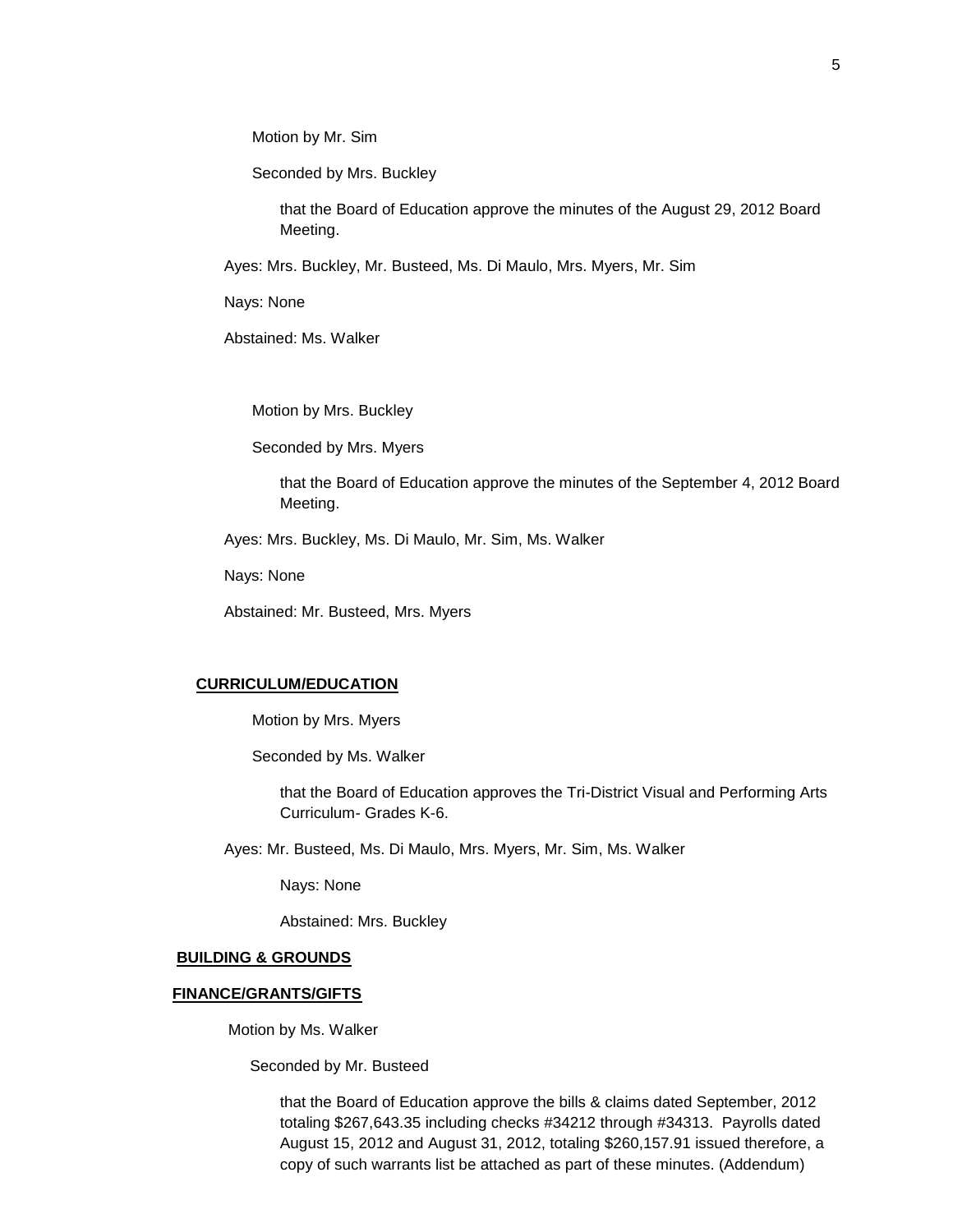Motion by Mr. Sim

Seconded by Mrs. Buckley

that the Board of Education approve the minutes of the August 29, 2012 Board Meeting.

Ayes: Mrs. Buckley, Mr. Busteed, Ms. Di Maulo, Mrs. Myers, Mr. Sim

Nays: None

Abstained: Ms. Walker

Motion by Mrs. Buckley

Seconded by Mrs. Myers

that the Board of Education approve the minutes of the September 4, 2012 Board Meeting.

Ayes: Mrs. Buckley, Ms. Di Maulo, Mr. Sim, Ms. Walker

Nays: None

Abstained: Mr. Busteed, Mrs. Myers

**CURRICULUM/EDUCATION**

Motion by Mrs. Myers

Seconded by Ms. Walker

that the Board of Education approves the Tri-District Visual and Performing Arts Curriculum- Grades K-6.

Ayes: Mr. Busteed, Ms. Di Maulo, Mrs. Myers, Mr. Sim, Ms. Walker

Nays: None

Abstained: Mrs. Buckley

**BUILDING & GROUNDS**

**FINANCE/GRANTS/GIFTS**

Motion by Ms. Walker

Seconded by Mr. Busteed

that the Board of Education approve the bills & claims dated September, 2012 totaling $267,643.35 including checks #34212 through #34313. Payrolls dated August 15, 2012 and August 31, 2012, totaling $260,157.91 issued therefore, a copy of such warrants list be attached as part of these minutes. (Addendum)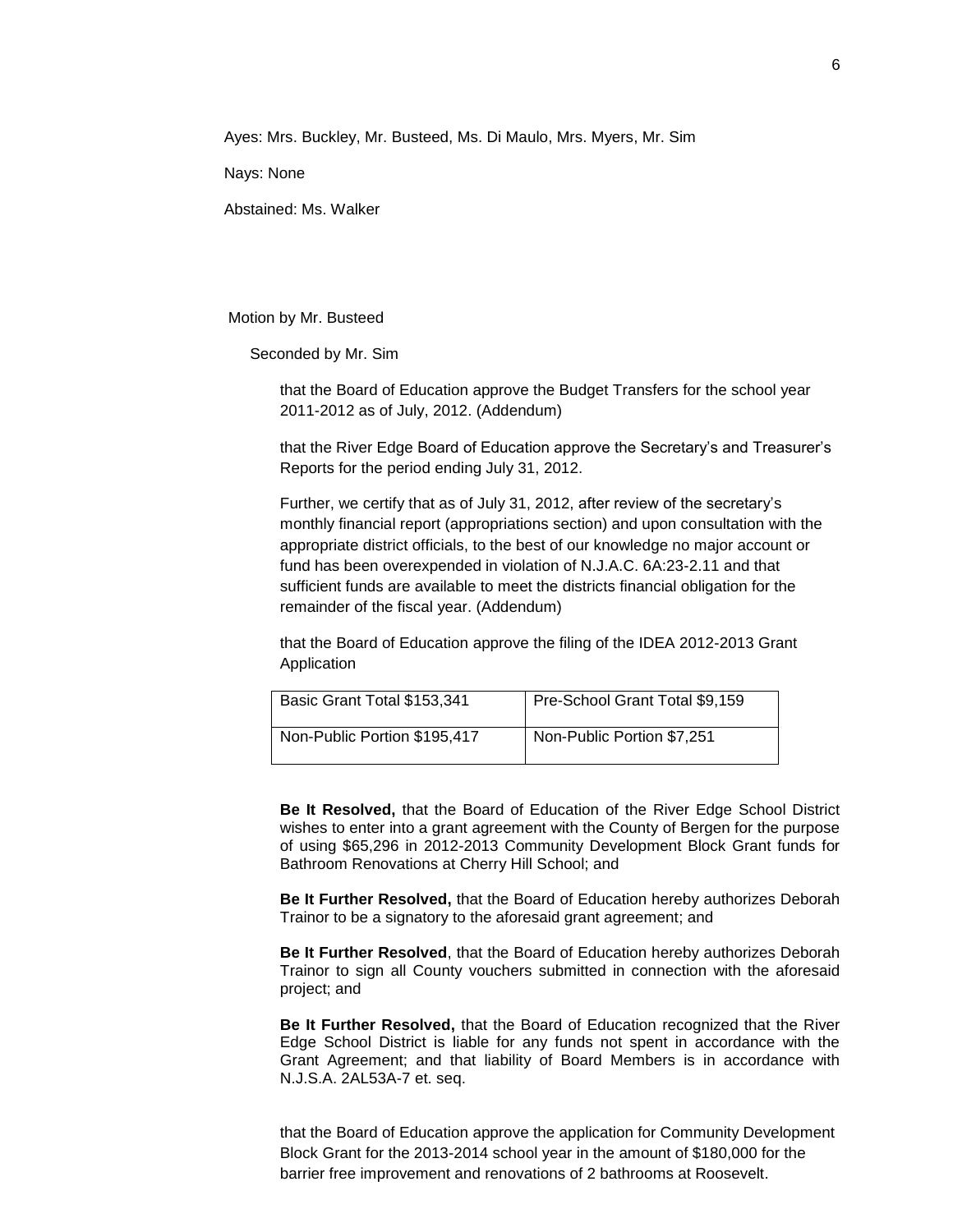Ayes: Mrs. Buckley, Mr. Busteed, Ms. Di Maulo, Mrs. Myers, Mr. Sim

Nays: None

Abstained: Ms. Walker

Motion by Mr. Busteed

Seconded by Mr. Sim

that the Board of Education approve the Budget Transfers for the school year 2011-2012 as of July, 2012. (Addendum)

that the River Edge Board of Education approve the Secretary's and Treasurer's Reports for the period ending July 31, 2012.

Further, we certify that as of July 31, 2012, after review of the secretary's monthly financial report (appropriations section) and upon consultation with the appropriate district officials, to the best of our knowledge no major account or fund has been overexpended in violation of N.J.A.C. 6A:23-2.11 and that sufficient funds are available to meet the districts financial obligation for the remainder of the fiscal year. (Addendum)

that the Board of Education approve the filing of the IDEA 2012-2013 Grant Application

| Basic Grant Total $153,341 | Pre-School Grant Total $9,159 |
|---|---|
| Non-Public Portion $195,417 | Non-Public Portion $7,251 |

**Be It Resolved,** that the Board of Education of the River Edge School District wishes to enter into a grant agreement with the County of Bergen for the purpose of using $65,296 in 2012-2013 Community Development Block Grant funds for Bathroom Renovations at Cherry Hill School; and

**Be It Further Resolved,** that the Board of Education hereby authorizes Deborah Trainor to be a signatory to the aforesaid grant agreement; and

**Be It Further Resolved**, that the Board of Education hereby authorizes Deborah Trainor to sign all County vouchers submitted in connection with the aforesaid project; and

**Be It Further Resolved,** that the Board of Education recognized that the River Edge School District is liable for any funds not spent in accordance with the Grant Agreement; and that liability of Board Members is in accordance with N.J.S.A. 2AL53A-7 et. seq.

that the Board of Education approve the application for Community Development Block Grant for the 2013-2014 school year in the amount of $180,000 for the barrier free improvement and renovations of 2 bathrooms at Roosevelt.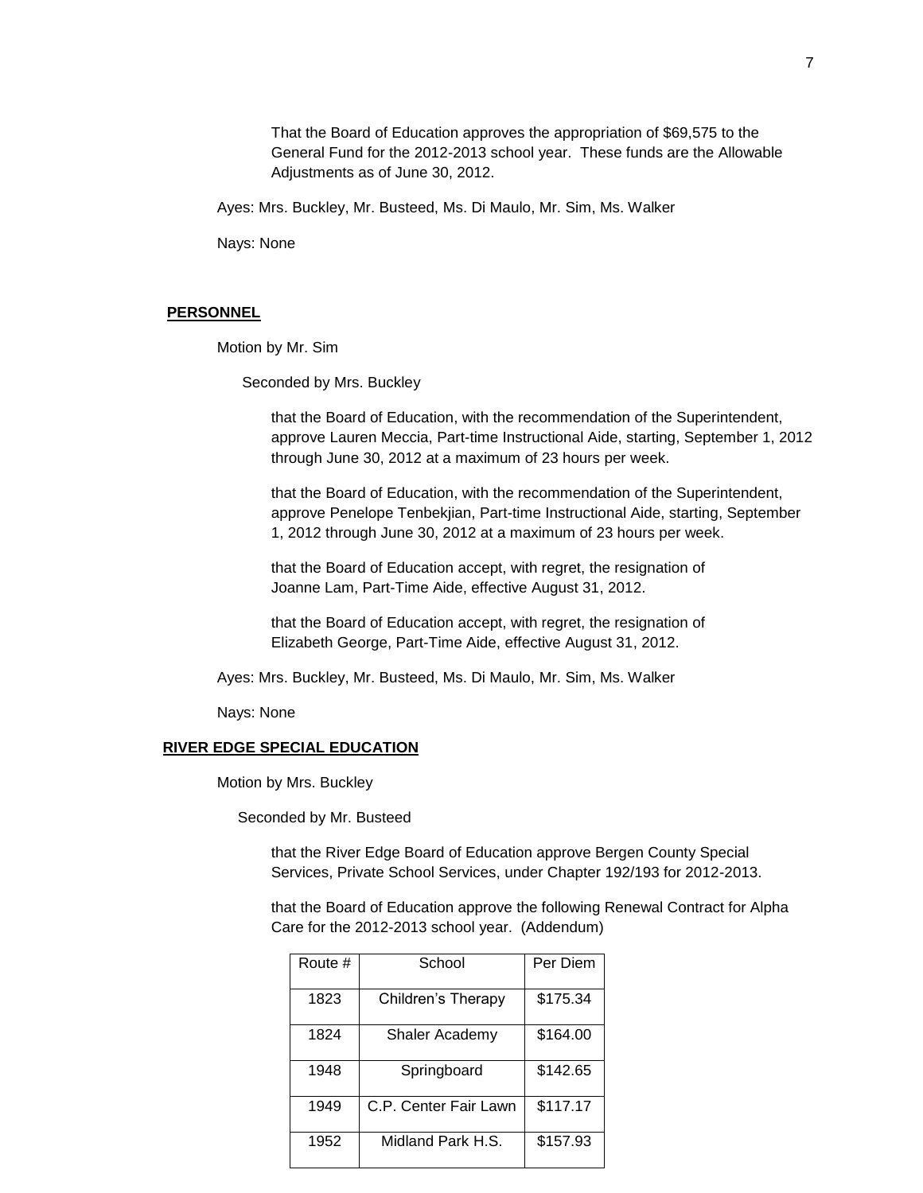That the Board of Education approves the appropriation of $69,575 to the General Fund for the 2012-2013 school year. These funds are the Allowable Adjustments as of June 30, 2012.

Ayes: Mrs. Buckley, Mr. Busteed, Ms. Di Maulo, Mr. Sim, Ms. Walker

Nays: None

**PERSONNEL**

Motion by Mr. Sim

Seconded by Mrs. Buckley

that the Board of Education, with the recommendation of the Superintendent, approve Lauren Meccia, Part-time Instructional Aide, starting, September 1, 2012 through June 30, 2012 at a maximum of 23 hours per week.

that the Board of Education, with the recommendation of the Superintendent, approve Penelope Tenbekjian, Part-time Instructional Aide, starting, September 1, 2012 through June 30, 2012 at a maximum of 23 hours per week.

that the Board of Education accept, with regret, the resignation of Joanne Lam, Part-Time Aide, effective August 31, 2012.

that the Board of Education accept, with regret, the resignation of Elizabeth George, Part-Time Aide, effective August 31, 2012.

Ayes: Mrs. Buckley, Mr. Busteed, Ms. Di Maulo, Mr. Sim, Ms. Walker

Nays: None

**RIVER EDGE SPECIAL EDUCATION**

Motion by Mrs. Buckley

Seconded by Mr. Busteed

that the River Edge Board of Education approve Bergen County Special Services, Private School Services, under Chapter 192/193 for 2012-2013.

that the Board of Education approve the following Renewal Contract for Alpha Care for the 2012-2013 school year. (Addendum)

| Route # | School | Per Diem |
|---|---|---|
| 1823 | Children's Therapy | $175.34 |
| 1824 | Shaler Academy | $164.00 |
| 1948 | Springboard | $142.65 |
| 1949 | C.P. Center Fair Lawn | $117.17 |
| 1952 | Midland Park H.S. | $157.93 |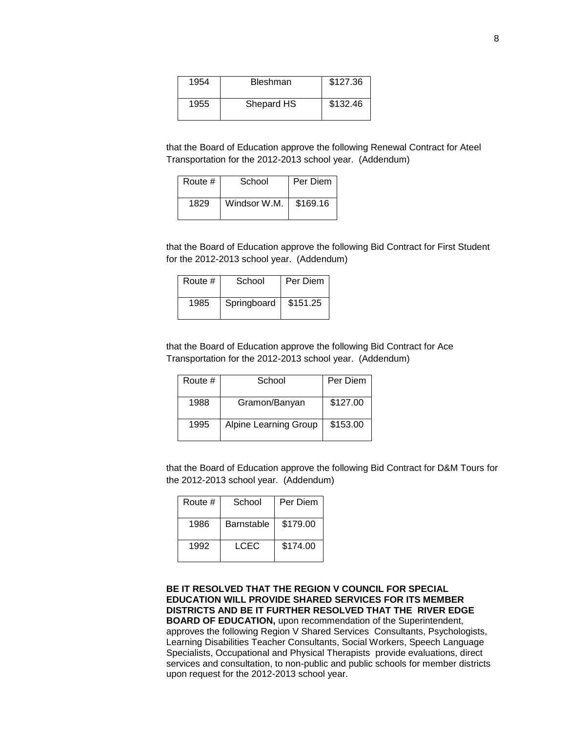| 1954 | Bleshman | \$127.36 |
|---|---|---|
| 1955 | Shepard HS | \$132.46 |

that the Board of Education approve the following Renewal Contract for Ateel Transportation for the 2012-2013 school year. (Addendum)

| Route # | School | Per Diem |
|---|---|---|
| 1829 | Windsor W.M. | \$169.16 |

that the Board of Education approve the following Bid Contract for First Student for the 2012-2013 school year. (Addendum)

| Route # | School | Per Diem |
|---|---|---|
| 1985 | Springboard | \$151.25 |

that the Board of Education approve the following Bid Contract for Ace Transportation for the 2012-2013 school year. (Addendum)

| Route # | School | Per Diem |
|---|---|---|
| 1988 | Gramon/Banyan | \$127.00 |
| 1995 | Alpine Learning Group | \$153.00 |

that the Board of Education approve the following Bid Contract for D&M Tours for the 2012-2013 school year. (Addendum)

| Route # | School | Per Diem |
|---|---|---|
| 1986 | Barnstable | \$179.00 |
| 1992 | LCEC | \$174.00 |

**BE IT RESOLVED THAT THE REGION V COUNCIL FOR SPECIAL EDUCATION WILL PROVIDE SHARED SERVICES FOR ITS MEMBER DISTRICTS AND BE IT FURTHER RESOLVED THAT THE RIVER EDGE BOARD OF EDUCATION,** upon recommendation of the Superintendent, approves the following Region V Shared Services Consultants, Psychologists, Learning Disabilities Teacher Consultants, Social Workers, Speech Language Specialists, Occupational and Physical Therapists provide evaluations, direct services and consultation, to non-public and public schools for member districts upon request for the 2012-2013 school year.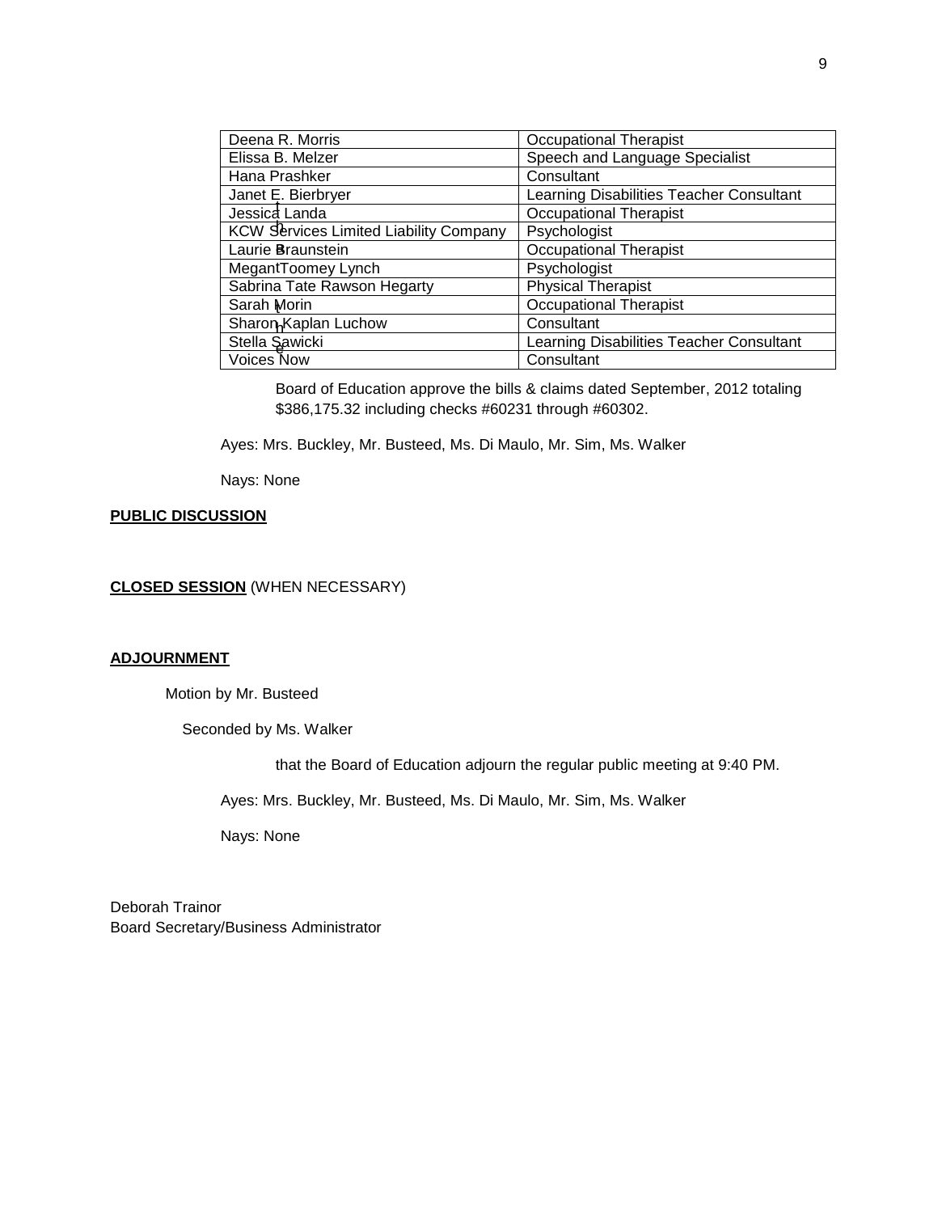| | |
|---|---|
| Deena R. Morris | Occupational Therapist |
| Elissa B. Melzer | Speech and Language Specialist |
| Hana Prashker | Consultant |
| Janet E. Bierbryer | Learning Disabilities Teacher Consultant |
| Jessica Landa | Occupational Therapist |
| KCW Services Limited Liability Company | Psychologist |
| Laurie Braunstein | Occupational Therapist |
| Megan Toomey Lynch | Psychologist |
| Sabrina Tate Rawson Hegarty | Physical Therapist |
| Sarah Morin | Occupational Therapist |
| Sharon Kaplan Luchow | Consultant |
| Stella Sawicki | Learning Disabilities Teacher Consultant |
| Voices Now | Consultant |

Board of Education approve the bills & claims dated September, 2012 totaling $386,175.32 including checks #60231 through #60302.

Ayes: Mrs. Buckley, Mr. Busteed, Ms. Di Maulo, Mr. Sim, Ms. Walker

Nays: None

**PUBLIC DISCUSSION**

**CLOSED SESSION** (WHEN NECESSARY)

**ADJOURNMENT**

Motion by Mr. Busteed

Seconded by Ms. Walker

that the Board of Education adjourn the regular public meeting at 9:40 PM.

Ayes: Mrs. Buckley, Mr. Busteed, Ms. Di Maulo, Mr. Sim, Ms. Walker

Nays: None

Deborah Trainor
Board Secretary/Business Administrator